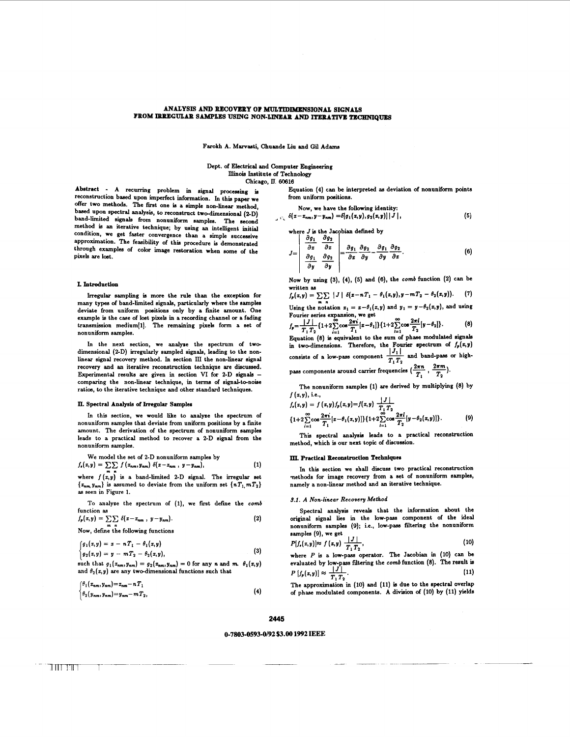# ANALYSIS AND RECOVERY OF MULTIDIMENSIONAL SIGNALS FROM IRREGULAR SAMPLES USING NON-LINEAR AND ITERATIVE TECHNIQUES

Farokh A. Marvasti, Chuande Liu and Gil Adams

Dept. of Electrical and Computer Engineering
Illinois Institute of Technology
Chicago, Il. 60616

**Abstract** - A recurring problem in signal processing is reconstruction based upon imperfect information. In this paper we offer two methods. The first one is a simple non-linear method, based upon spectral analysis, to reconstruct two-dimensional (2-D) band-limited signals from nonuniform samples. The second method is an iterative technique; by using an intelligent initial condition, we get faster convergence than a simple successive approximation. The feasibility of this procedure is demonstrated through examples of color image restoration when some of the pixels are lost.

## I. Introduction

Irregular sampling is more the rule than the exception for many types of band-limited signals, particularly where the samples deviate from uniform positions only by a finite amount. One example is the case of lost pixels in a recording channel or a fading transmission medium[1]. The remaining pixels form a set of nonuniform samples.

In the next section, we analyse the spectrum of two-dimensional (2-D) irregularly sampled signals, leading to the non-linear signal recovery method. In section III the non-linear signal recovery and an iterative reconstruction technique are discussed. Experimental results are given in section VI for 2-D signals – comparing the non-linear technique, in terms of signal-to-noise ratios, to the iterative technique and other standard techniques.

## II. Spectral Analysis of Irregular Samples

In this section, we would like to analyse the spectrum of nonuniform samples that deviate from uniform positions by a finite amount. The derivation of the spectrum of nonuniform samples leads to a practical method to recover a 2-D signal from the nonuniform samples.

We model the set of 2-D nonuniform samples by

$$f_s(x,y) = \sum_m \sum_n f(x_{nm}, y_{nm})\, \delta(x - x_{nm}\,,\, y - y_{nm}), \tag{1}$$

where $f(x,y)$ is a band-limited 2-D signal. The irregular set $\{x_{nm}, y_{nm}\}$ is assumed to deviate from the uniform set $\{nT_1, mT_2\}$ as seen in Figure 1.

To analyse the spectrum of (1), we first define the *comb* function as

$$f_p(x,y) = \sum_m \sum_n \delta(x - x_{nm}\,,\, y - y_{nm}). \tag{2}$$

Now, define the following functions

$$\begin{cases} g_1(x,y) = x - nT_1 - \theta_1(x,y) \\ g_2(x,y) = y - mT_2 - \theta_2(x,y), \end{cases} \tag{3}$$

such that $g_1(x_{nm}, y_{nm}) = g_2(x_{nm}, y_{nm}) = 0$ for any $n$ and $m$. $\theta_1(x,y)$ and $\theta_2(x,y)$ are any two-dimensional functions such that

$$\begin{cases} \theta_1(x_{nm}, y_{nm}) = x_{nm} - nT_1 \\ \theta_2(y_{nm}, y_{nm}) = y_{nm} - mT_2, \end{cases} \tag{4}$$

Equation (4) can be interpreted as deviation of nonuniform points from uniform positions.

Now, we have the following identity:

$$\delta(x - x_{nm}, y - y_{nm}) = \delta[g_1(x,y), g_2(x,y)]\,|J|, \tag{5}$$

where $J$ is the Jacobian defined by

$$J = \begin{vmatrix} \frac{\partial g_1}{\partial x} & \frac{\partial g_2}{\partial x} \\ \frac{\partial g_1}{\partial y} & \frac{\partial g_2}{\partial y} \end{vmatrix} = \frac{\partial g_1}{\partial x}\frac{\partial g_2}{\partial y} - \frac{\partial g_1}{\partial y}\frac{\partial g_2}{\partial x}. \tag{6}$$

Now by using (3), (4), (5) and (6), the *comb* function (2) can be written as

$$f_p(x,y) = \sum_m \sum_n |J|\; \delta(x - nT_1 - \theta_1(x,y), y - mT_2 - \theta_2(x,y)). \tag{7}$$

Using the notation $x_1 = x - \theta_1(x,y)$ and $y_1 = y - \theta_2(x,y)$, and using Fourier series expansion, we get

$$f_p = \frac{|J|}{T_1 T_2}\{1 + 2\sum_{i=1}^{\infty}\cos\frac{2\pi i}{T_1}[x - \theta_1]\}\{1 + 2\sum_{l=1}^{\infty}\cos\frac{2\pi l}{T_2}[y - \theta_2]\}. \tag{8}$$

Equation (8) is equivalent to the sum of phase modulated signals in two-dimensions. Therefore, the Fourier spectrum of $f_p(x,y)$ consists of a low-pass component $\frac{|J_1|}{T_1 T_2}$ and band-pass or high-pass components around carrier frequencies $(\frac{2\pi n}{T_1}, \frac{2\pi m}{T_2})$.

The nonuniform samples (1) are derived by multiplying (8) by $f(x,y)$, i.e.,

$$f_s(x,y) = f(x,y) f_p(x,y) = f(x,y)\frac{|J|}{T_1 T_2}\{1 + 2\sum_{i=1}^{\infty}\cos\frac{2\pi i}{T_1}[x - \theta_1(x,y)]\}\{1 + 2\sum_{l=1}^{\infty}\cos\frac{2\pi l}{T_2}[y - \theta_2(x,y)]\}. \tag{9}$$

This spectral analysis leads to a practical reconstruction method, which is our next topic of discussion.

## III. Practical Reconstruction Techniques

In this section we shall discuss two practical reconstruction methods for image recovery from a set of nonuniform samples, namely a non-linear method and an iterative technique.

### 3.1. A Non-linear Recovery Method

Spectral analysis reveals that the information about the original signal lies in the low-pass component of the ideal nonuniform samples (9); i.e., low-pass filtering the nonuniform samples (9), we get

$$P[f_s(x,y)] \approx f(x,y)\,\frac{|J|}{T_1 T_2}, \tag{10}$$

where $P$ is a low-pass operator. The Jacobian in (10) can be evaluated by low-pass filtering the *comb* function (8). The result is

$$P\,[f_p(x,y)] \approx \frac{|J|}{T_1 T_2}. \tag{11}$$

The approximation in (10) and (11) is due to the spectral overlap of phase modulated components. A division of (10) by (11) yields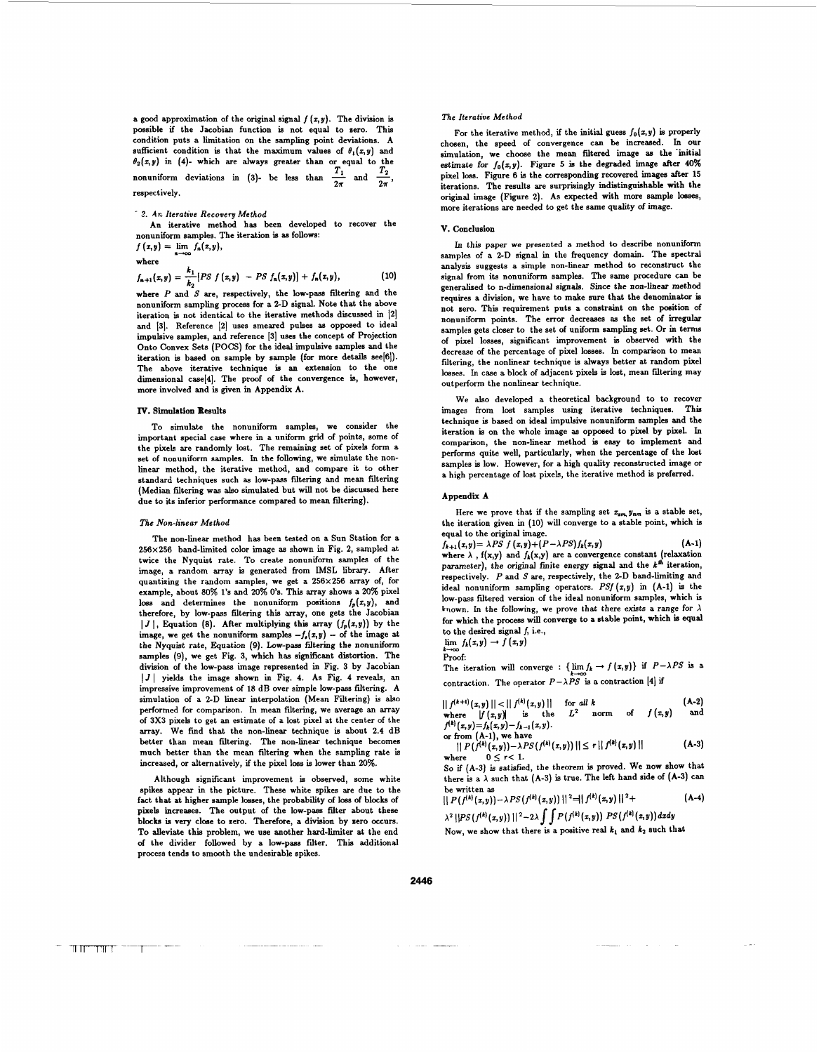a good approximation of the original signal $f(x,y)$. The division is possible if the Jacobian function is not equal to zero. This condition puts a limitation on the sampling point deviations. A sufficient condition is that the maximum values of $\theta_1(x,y)$ and $\theta_2(x,y)$ in (4)- which are always greater than or equal to the nonuniform deviations in (3)- be less than $\frac{T_1}{2\pi}$ and $\frac{T_2}{2\pi}$, respectively.

### 2. An Iterative Recovery Method

An iterative method has been developed to recover the nonuniform samples. The iteration is as follows:

$$f(x,y) = \lim_{n\to\infty} f_n(x,y),$$

where

$$f_{n+1}(x,y) = \frac{k_1}{k_2}[PS\; f(x,y) \; - \; PS\; f_n(x,y)] + f_n(x,y), \tag{10}$$

where $P$ and $S$ are, respectively, the low-pass filtering and the nonuniform sampling process for a 2-D signal. Note that the above iteration is not identical to the iterative methods discussed in [2] and [3]. Reference [2] uses smeared pulses as opposed to ideal impulsive samples, and reference [3] uses the concept of Projection Onto Convex Sets (POCS) for the ideal impulsive samples and the iteration is based on sample by sample (for more details see[6]). The above iterative technique is an extension to the one dimensional case[4]. The proof of the convergence is, however, more involved and is given in Appendix A.

## IV. Simulation Results

To simulate the nonuniform samples, we consider the important special case where in a uniform grid of points, some of the pixels are randomly lost. The remaining set of pixels form a set of nonuniform samples. In the following, we simulate the non-linear method, the iterative method, and compare it to other standard techniques such as low-pass filtering and mean filtering (Median filtering was also simulated but will not be discussed here due to its inferior performance compared to mean filtering).

### The Non-linear Method

The non-linear method has been tested on a Sun Station for a 256×256 band-limited color image as shown in Fig. 2, sampled at twice the Nyquist rate. To create nonuniform samples of the image, a random array is generated from IMSL library. After quantizing the random samples, we get a 256×256 array of, for example, about 80% 1's and 20% 0's. This array shows a 20% pixel loss and determines the nonuniform positions $f_p(x,y)$, and therefore, by low-pass filtering this array, one gets the Jacobian $|J|$, Equation (8). After multiplying this array ($f_p(x,y)$) by the image, we get the nonuniform samples $-f_s(x,y)-$ of the image at the Nyquist rate, Equation (9). Low-pass filtering the nonuniform samples (9), we get Fig. 3, which has significant distortion. The division of the low-pass image represented in Fig. 3 by Jacobian $|J|$ yields the image shown in Fig. 4. As Fig. 4 reveals, an impressive improvement of 18 dB over simple low-pass filtering. A simulation of a 2-D linear interpolation (Mean Filtering) is also performed for comparison. In mean filtering, we average an array of 3X3 pixels to get an estimate of a lost pixel at the center of the array. We find that the non-linear technique is about 2.4 dB better than mean filtering. The non-linear technique becomes much better than the mean filtering when the sampling rate is increased, or alternatively, if the pixel loss is lower than 20%.

Although significant improvement is observed, some white spikes appear in the picture. These white spikes are due to the fact that at higher sample losses, the probability of loss of blocks of pixels increases. The output of the low-pass filter about these blocks is very close to zero. Therefore, a division by zero occurs. To alleviate this problem, we use another hard-limiter at the end of the divider followed by a low-pass filter. This additional process tends to smooth the undesirable spikes.

### The Iterative Method

For the iterative method, if the initial guess $f_0(x,y)$ is properly chosen, the speed of convergence can be increased. In our simulation, we choose the mean filtered image as the initial estimate for $f_0(x,y)$. Figure 5 is the degraded image after 40% pixel loss. Figure 6 is the corresponding recovered images after 15 iterations. The results are surprisingly indistinguishable with the original image (Figure 2). As expected with more sample losses, more iterations are needed to get the same quality of image.

## V. Conclusion

In this paper we presented a method to describe nonuniform samples of a 2-D signal in the frequency domain. The spectral analysis suggests a simple non-linear method to reconstruct the signal from its nonuniform samples. The same procedure can be generalized to n-dimensional signals. Since the non-linear method requires a division, we have to make sure that the denominator is not zero. This requirement puts a constraint on the position of nonuniform points. The error decreases as the set of irregular samples gets closer to the set of uniform sampling set. Or in terms of pixel losses, significant improvement is observed with the decrease of the percentage of pixel losses. In comparison to mean filtering, the nonlinear technique is always better at random pixel losses. In case a block of adjacent pixels is lost, mean filtering may outperform the nonlinear technique.

We also developed a theoretical background to to recover images from lost samples using iterative techniques. This technique is based on ideal impulsive nonuniform samples and the iteration is on the whole image as opposed to pixel by pixel. In comparison, the non-linear method is easy to implement and performs quite well, particularly, when the percentage of the lost samples is low. However, for a high quality reconstructed image or a high percentage of lost pixels, the iterative method is preferred.

## Appendix A

Here we prove that if the sampling set $x_{nm}, y_{nm}$ is a stable set, the iteration given in (10) will converge to a stable point, which is equal to the original image.

$$f_{k+1}(x,y) = \lambda PS\; f(x,y) + (P - \lambda PS) f_k(x,y) \tag{A-1}$$

where $\lambda$, $f(x,y)$ and $f_k(x,y)$ are a convergence constant (relaxation parameter), the original finite energy signal and the $k^{th}$ iteration, respectively. $P$ and $S$ are, respectively, the 2-D band-limiting and ideal nonuniform sampling operators. $PSf(x,y)$ in (A-1) is the low-pass filtered version of the ideal nonuniform samples, which is known. In the following, we prove that there exists a range for $\lambda$ for which the process will converge to a stable point, which is equal to the desired signal $f$, i.e.,

$$\lim_{k\to\infty} f_k(x,y) \to f(x,y)$$

Proof:

The iteration will converge : $\{\lim_{k\to\infty} f_k \to f(x,y)\}$ if $P - \lambda PS$ is a contraction. The operator $P - \lambda PS$ is a contraction [4] if

$$\| f^{(k+1)}(x,y) \| < \| f^{(k)}(x,y) \| \quad \text{for all } k \tag{A-2}$$

where $\|f(x,y)\|$ is the $L^2$ norm of $f(x,y)$ and $f^{(k)}(x,y) = f_k(x,y) - f_{k-1}(x,y)$.

or from (A-1), we have

$$\| P(f^{(k)}(x,y)) - \lambda PS(f^{(k)}(x,y)) \| \le r \| f^{(k)}(x,y) \| \tag{A-3}$$

where $0 \le r < 1$.

So if (A-3) is satisfied, the theorem is proved. We now show that there is a $\lambda$ such that (A-3) is true. The left hand side of (A-3) can be written as

$$\| P(f^{(k)}(x,y)) - \lambda PS(f^{(k)}(x,y)) \|^2 = \| f^{(k)}(x,y) \|^2 + \tag{A-4}$$

$$\lambda^2 \| PS(f^{(k)}(x,y)) \|^2 - 2\lambda \int\int P(f^{(k)}(x,y)) \; PS(f^{(k)}(x,y))\, dx dy$$

Now, we show that there is a positive real $k_1$ and $k_2$ such that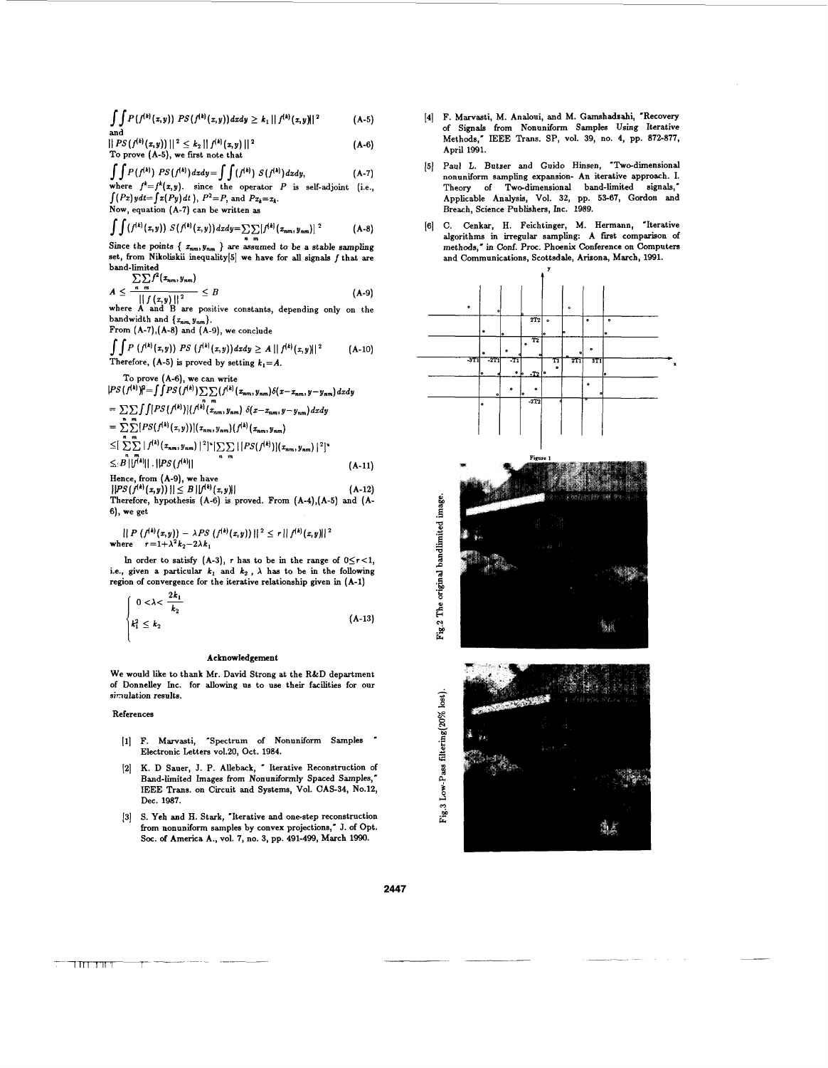$$\int\int P(f^{(k)}(x,y))\; PS(f^{(k)}(x,y))dxdy \geq k_1 \,||\, f^{(k)}(x,y)||^2 \tag{A-5}$$

and

$$||\, PS(f^{(k)}(x,y))\,||^2 \leq k_2 \,||\, f^{(k)}(x,y)\,||^2 \tag{A-6}$$

To prove (A-5), we first note that

$$\int\int P(f^{(k)})\; PS(f^{(k)})dxdy = \int\int (f^{(k)})\; S(f^{(k)})dxdy, \tag{A-7}$$

where $f^k = f^k(x,y)$. since the operator $P$ is self-adjoint (i.e., $\int (Px)ydt = \int x(Py)dt$), $P^2 = P$, and $Px_k = x_k$.

Now, equation (A-7) can be written as

$$\int\int (f^{(k)}(x,y))\; S(f^{(k)}(x,y))dxdy = \sum_n\sum_m [f^{(k)}(x_{nm}, y_{nm})]^2 \tag{A-8}$$

Since the points $\{\, x_{nm}, y_{nm}\,\}$ are assumed to be a stable sampling set, from Nikoliskii inequality[5] we have for all signals $f$ that are band-limited

$$A \leq \frac{\sum_n\sum_m f^2(x_{nm}, y_{nm})}{||\, f(x,y)\,||^2} \leq B \tag{A-9}$$

where $A$ and $B$ are positive constants, depending only on the bandwidth and $\{x_{nm}, y_{nm}\}$.

From (A-7),(A-8) and (A-9), we conclude

$$\int\int P\,(f^{(k)}(x,y))\; PS\,(f^{(k)}(x,y))dxdy \geq A \,||\, f^{(k)}(x,y)||^2 \tag{A-10}$$

Therefore, (A-5) is proved by setting $k_1 = A$.

To prove (A-6), we can write

$$|PS(f^{(k)})|^2 = \int\int PS(f^{(k)}) \sum_n\sum_m (f^{(k)}(x_{nm}, y_{nm})\delta(x - x_{nm}, y - y_{nm})dxdy$$

$$= \sum_n\sum_m \int\int [PS(f^{(k)})][f^{(k)}(x_{nm}, y_{nm})\; \delta(x - x_{nm}, y - y_{nm})dxdy$$

$$= \sum_n\sum_m [PS(f^{(k)}(x,y))](x_{nm}, y_{nm})(f^{(k)}(x_{nm}, y_{nm})$$

$$\leq [\sum_n\sum_m |\, f^{(k)}(x_{nm}, y_{nm})\,|^2]^{\frac{1}{2}} [\sum_n\sum_m |\,[PS(f^{(k)})](x_{nm}, y_{nm})\,|^2]^{\frac{1}{2}}$$

$$\leq B\,||f^{(k)}||\,.\,||PS(f^{(k)}||| \tag{A-11}$$

Hence, from (A-9), we have

$$||PS(f^{(k)}(x,y))\,|| \leq B\,||f^{(k)}(x,y)|| \tag{A-12}$$

Therefore, hypothesis (A-6) is proved. From (A-4),(A-5) and (A-6), we get

$$||\, P\,(f^{(k)}(x,y)) - \lambda PS\,(f^{(k)}(x,y))\,||^2 \leq r\,||\, f^{(k)}(x,y)||^2$$

where $r = 1 + \lambda^2 k_2 - 2\lambda k_1$

In order to satisfy (A-3), $r$ has to be in the range of $0 \leq r < 1$, i.e., given a particular $k_1$ and $k_2$, $\lambda$ has to be in the following region of convergence for the iterative relationship given in (A-1)

$$\begin{cases} 0 < \lambda < \dfrac{2k_1}{k_2} \\ k_1^2 \leq k_2 \end{cases} \tag{A-13}$$

## Acknowledgement

We would like to thank Mr. David Strong at the R&D department of Donnelley Inc. for allowing us to use their facilities for our simulation results.

## References

[1] F. Marvasti, "Spectrum of Nonuniform Samples " Electronic Letters vol.20, Oct. 1984.

[2] K. D Sauer, J. P. Alleback, " Iterative Reconstruction of Band-limited Images from Nonuniformly Spaced Samples," IEEE Trans. on Circuit and Systems, Vol. CAS-34, No.12, Dec. 1987.

[3] S. Yeh and H. Stark, "Iterative and one-step reconstruction from nonuniform samples by convex projections," J. of Opt. Soc. of America A., vol. 7, no. 3, pp. 491-499, March 1990.

[4] F. Marvasti, M. Analoui, and M. Gamshadzahi, "Recovery of Signals from Nonuniform Samples Using Iterative Methods," IEEE Trans. SP, vol. 39, no. 4, pp. 872-877, April 1991.

[5] Paul L. Butzer and Guido Hinsen, "Two-dimensional nonuniform sampling expansion- An iterative approach. I. Theory of Two-dimensional band-limited signals," Applicable Analysis, Vol. 32, pp. 53-67, Gordon and Breach, Science Publishers, Inc. 1989.

[6] C. Cenkar, H. Feichtinger, M. Hermann, "Iterative algorithms in irregular sampling: A first comparison of methods," in Conf. Proc. Phoenix Conference on Computers and Communications, Scottsdale, Arizona, March, 1991.

Figure 1

Fig.2 The original bandlimited image.

Fig.3 Low-Pass filtering(20% lost).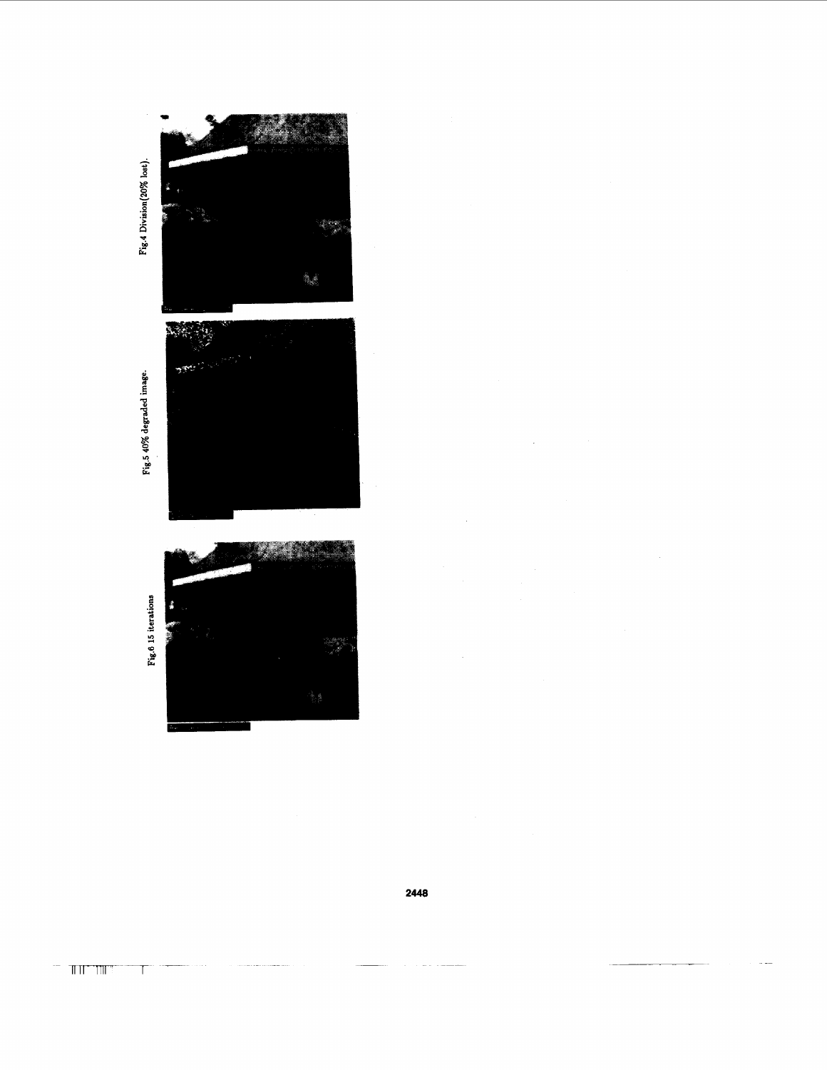Fig.4 Division(20% lost).

Fig.5 40% degraded image.

Fig.6 15 iterations